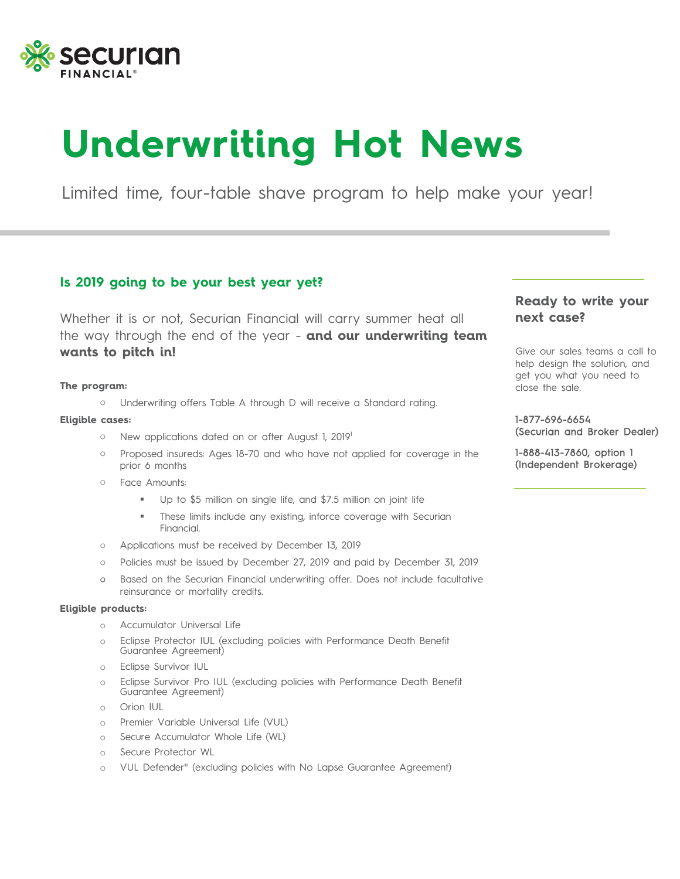# Underwriting Hot News

Limited time, four-table shave program to help make your year!

## Is 2019 going to be your best year yet?

Whether it is or not, Securian Financial will carry summer heat all the way through the end of the year - **and our underwriting team wants to pitch in!**

**The program:**

- Underwriting offers Table A through D will receive a Standard rating.

**Eligible cases:**

- New applications dated on or after August 1, 2019[1]
- Proposed insureds: Ages 18-70 and who have not applied for coverage in the prior 6 months
- Face Amounts:
  - Up to $5 million on single life, and $7.5 million on joint life
  - These limits include any existing, inforce coverage with Securian Financial.
- Applications must be received by December 13, 2019
- Policies must be issued by December 27, 2019 and paid by December 31, 2019
- Based on the Securian Financial underwriting offer. Does not include facultative reinsurance or mortality credits.

**Eligible products:**

- Accumulator Universal Life
- Eclipse Protector IUL (excluding policies with Performance Death Benefit Guarantee Agreement)
- Eclipse Survivor IUL
- Eclipse Survivor Pro IUL (excluding policies with Performance Death Benefit Guarantee Agreement)
- Orion IUL
- Premier Variable Universal Life (VUL)
- Secure Accumulator Whole Life (WL)
- Secure Protector WL
- VUL Defender® (excluding policies with No Lapse Guarantee Agreement)

### Ready to write your next case?

Give our sales teams a call to help design the solution, and get you what you need to close the sale.

**1-877-696-6654**
**(Securian and Broker Dealer)**

**1-888-413-7860, option 1**
**(Independent Brokerage)**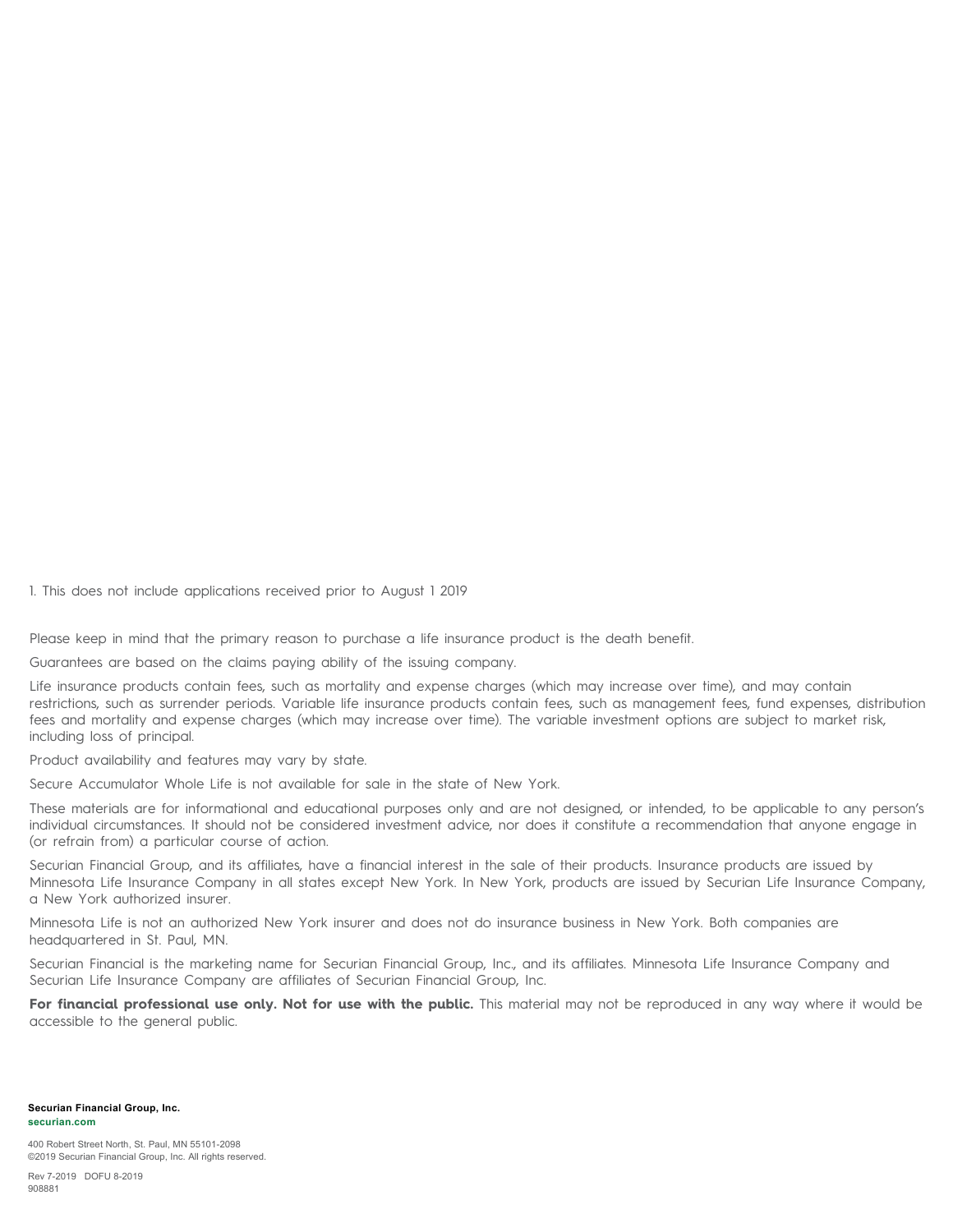1. This does not include applications received prior to August 1 2019

Please keep in mind that the primary reason to purchase a life insurance product is the death benefit.

Guarantees are based on the claims paying ability of the issuing company.

Life insurance products contain fees, such as mortality and expense charges (which may increase over time), and may contain restrictions, such as surrender periods. Variable life insurance products contain fees, such as management fees, fund expenses, distribution fees and mortality and expense charges (which may increase over time). The variable investment options are subject to market risk, including loss of principal.

Product availability and features may vary by state.

Secure Accumulator Whole Life is not available for sale in the state of New York.

These materials are for informational and educational purposes only and are not designed, or intended, to be applicable to any person's individual circumstances. It should not be considered investment advice, nor does it constitute a recommendation that anyone engage in (or refrain from) a particular course of action.

Securian Financial Group, and its affiliates, have a financial interest in the sale of their products. Insurance products are issued by Minnesota Life Insurance Company in all states except New York. In New York, products are issued by Securian Life Insurance Company, a New York authorized insurer.

Minnesota Life is not an authorized New York insurer and does not do insurance business in New York. Both companies are headquartered in St. Paul, MN.

Securian Financial is the marketing name for Securian Financial Group, Inc., and its affiliates. Minnesota Life Insurance Company and Securian Life Insurance Company are affiliates of Securian Financial Group, Inc.

**For financial professional use only. Not for use with the public.** This material may not be reproduced in any way where it would be accessible to the general public.

**Securian Financial Group, Inc.**
**securian.com**

400 Robert Street North, St. Paul, MN 55101-2098
©2019 Securian Financial Group, Inc. All rights reserved.

Rev 7-2019 DOFU 8-2019
908881